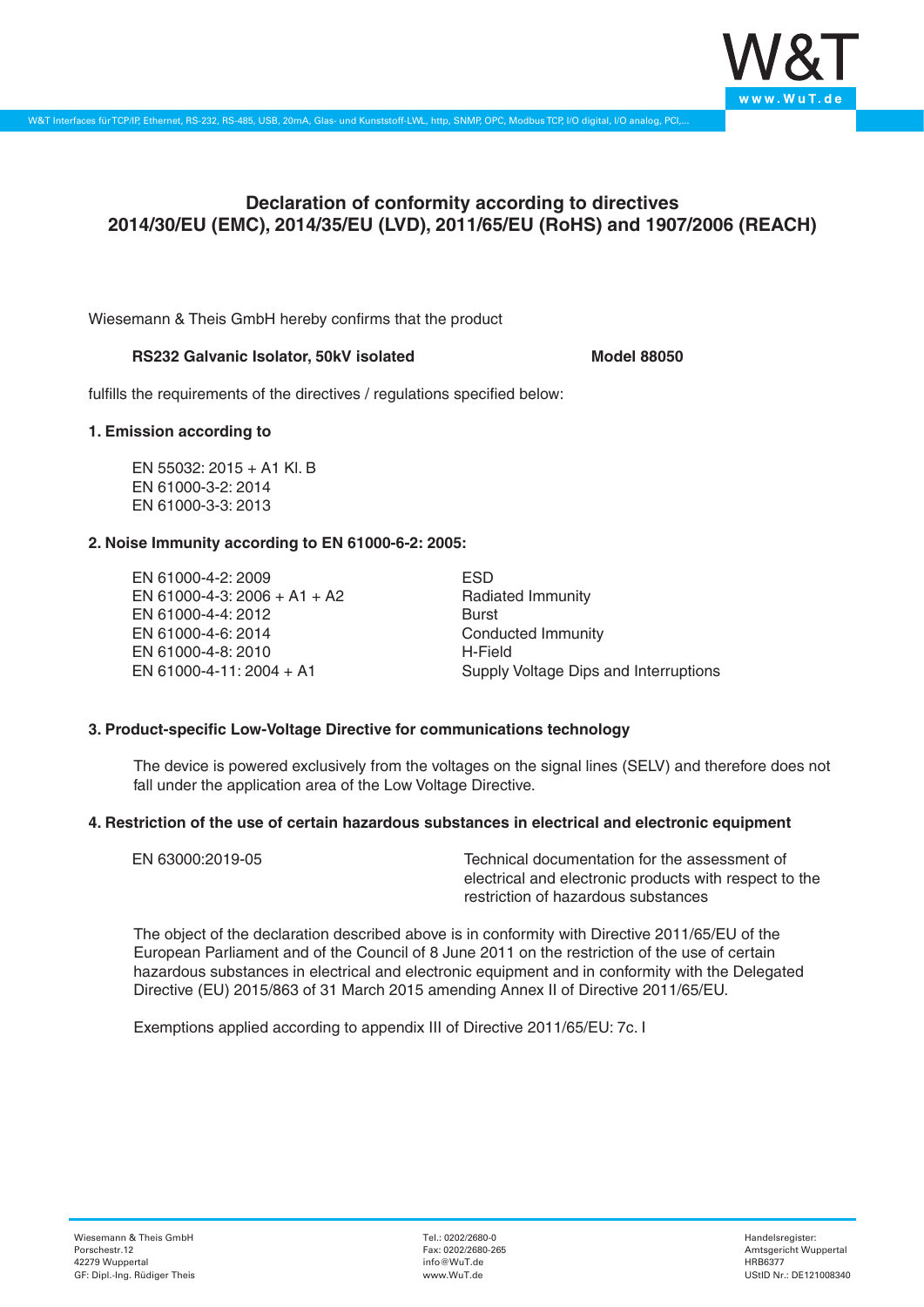# Declaration of conformity according to directives 2014/30/EU (EMC), 2014/35/EU (LVD), 2011/65/EU (RoHS) and 1907/2006 (REACH)

Wiesemann & Theis GmbH hereby confirms that the product

**RS232 Galvanic Isolator, 50kV isolated** **Model 88050**

fulfills the requirements of the directives / regulations specified below:

**1. Emission according to**

EN 55032: 2015 + A1 Kl. B
EN 61000-3-2: 2014
EN 61000-3-3: 2013

**2. Noise Immunity according to EN 61000-6-2: 2005:**

| | |
|---|---|
| EN 61000-4-2: 2009 | ESD |
| EN 61000-4-3: 2006 + A1 + A2 | Radiated Immunity |
| EN 61000-4-4: 2012 | Burst |
| EN 61000-4-6: 2014 | Conducted Immunity |
| EN 61000-4-8: 2010 | H-Field |
| EN 61000-4-11: 2004 + A1 | Supply Voltage Dips and Interruptions |

**3. Product-specific Low-Voltage Directive for communications technology**

The device is powered exclusively from the voltages on the signal lines (SELV) and therefore does not fall under the application area of the Low Voltage Directive.

**4. Restriction of the use of certain hazardous substances in electrical and electronic equipment**

| | |
|---|---|
| EN 63000:2019-05 | Technical documentation for the assessment of electrical and electronic products with respect to the restriction of hazardous substances |

The object of the declaration described above is in conformity with Directive 2011/65/EU of the European Parliament and of the Council of 8 June 2011 on the restriction of the use of certain hazardous substances in electrical and electronic equipment and in conformity with the Delegated Directive (EU) 2015/863 of 31 March 2015 amending Annex II of Directive 2011/65/EU.

Exemptions applied according to appendix III of Directive 2011/65/EU: 7c. I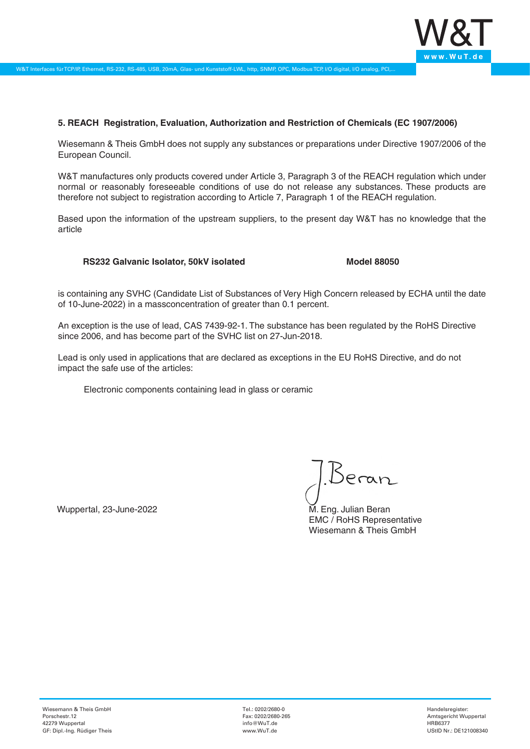## 5. REACH Registration, Evaluation, Authorization and Restriction of Chemicals (EC 1907/2006)

Wiesemann & Theis GmbH does not supply any substances or preparations under Directive 1907/2006 of the European Council.

W&T manufactures only products covered under Article 3, Paragraph 3 of the REACH regulation which under normal or reasonably foreseeable conditions of use do not release any substances. These products are therefore not subject to registration according to Article 7, Paragraph 1 of the REACH regulation.

Based upon the information of the upstream suppliers, to the present day W&T has no knowledge that the article

**RS232 Galvanic Isolator, 50kV isolated** **Model 88050**

is containing any SVHC (Candidate List of Substances of Very High Concern released by ECHA until the date of 10-June-2022) in a massconcentration of greater than 0.1 percent.

An exception is the use of lead, CAS 7439-92-1. The substance has been regulated by the RoHS Directive since 2006, and has become part of the SVHC list on 27-Jun-2018.

Lead is only used in applications that are declared as exceptions in the EU RoHS Directive, and do not impact the safe use of the articles:

Electronic components containing lead in glass or ceramic

Wuppertal, 23-June-2022

J. Beran

M. Eng. Julian Beran
EMC / RoHS Representative
Wiesemann & Theis GmbH